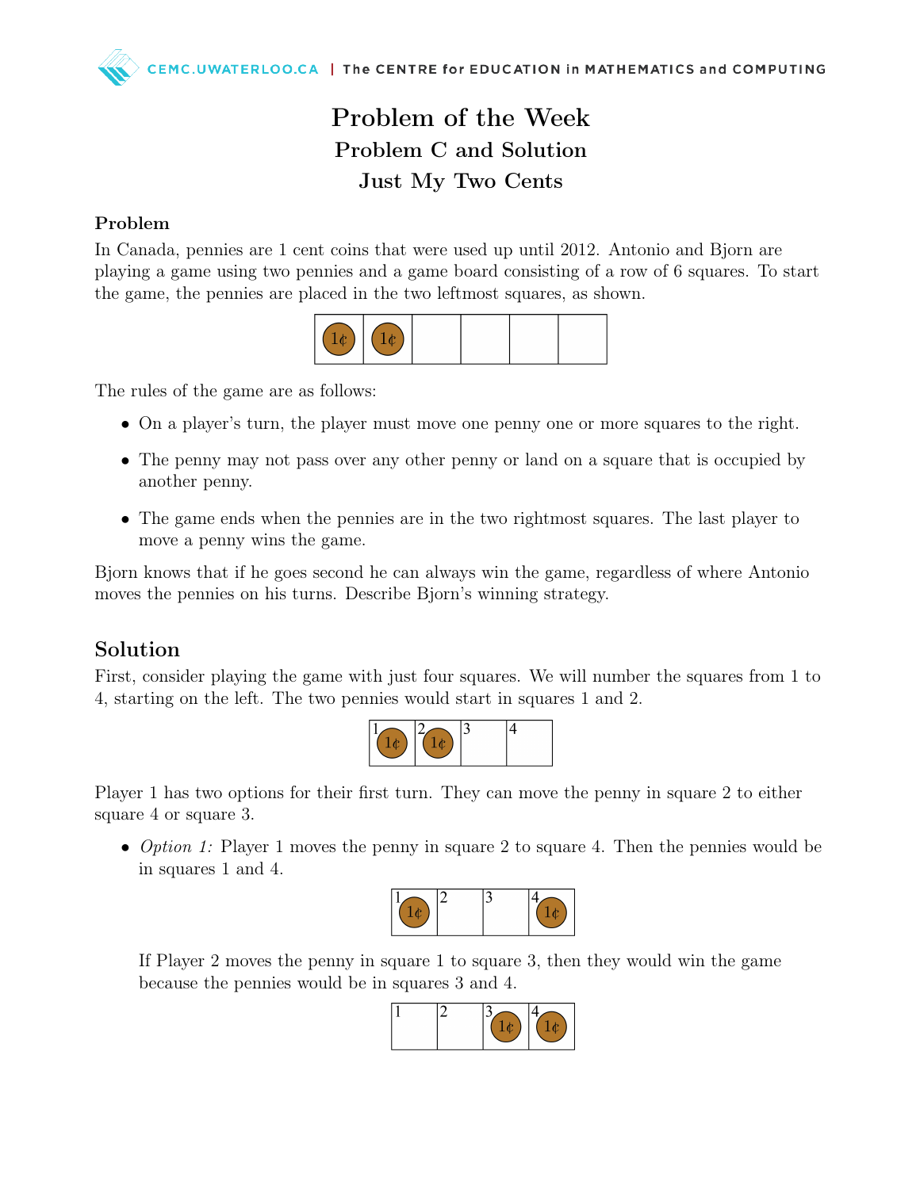# Problem of the Week

## Problem C and Solution

## Just My Two Cents

### Problem

In Canada, pennies are 1 cent coins that were used up until 2012. Antonio and Bjorn are playing a game using two pennies and a game board consisting of a row of 6 squares. To start the game, the pennies are placed in the two leftmost squares, as shown.

| 1¢ | 1¢ | | | | |
|---|---|---|---|---|---|

The rules of the game are as follows:

- On a player's turn, the player must move one penny one or more squares to the right.
- The penny may not pass over any other penny or land on a square that is occupied by another penny.
- The game ends when the pennies are in the two rightmost squares. The last player to move a penny wins the game.

Bjorn knows that if he goes second he can always win the game, regardless of where Antonio moves the pennies on his turns. Describe Bjorn's winning strategy.

## Solution

First, consider playing the game with just four squares. We will number the squares from 1 to 4, starting on the left. The two pennies would start in squares 1 and 2.

| 1 | 2 | 3 | 4 |
|---|---|---|---|
| 1¢ | 1¢ | | |

Player 1 has two options for their first turn. They can move the penny in square 2 to either square 4 or square 3.

- *Option 1:* Player 1 moves the penny in square 2 to square 4. Then the pennies would be in squares 1 and 4.

  | 1 | 2 | 3 | 4 |
  |---|---|---|---|
  | 1¢ | | | 1¢ |

  If Player 2 moves the penny in square 1 to square 3, then they would win the game because the pennies would be in squares 3 and 4.

  | 1 | 2 | 3 | 4 |
  |---|---|---|---|
  | | | 1¢ | 1¢ |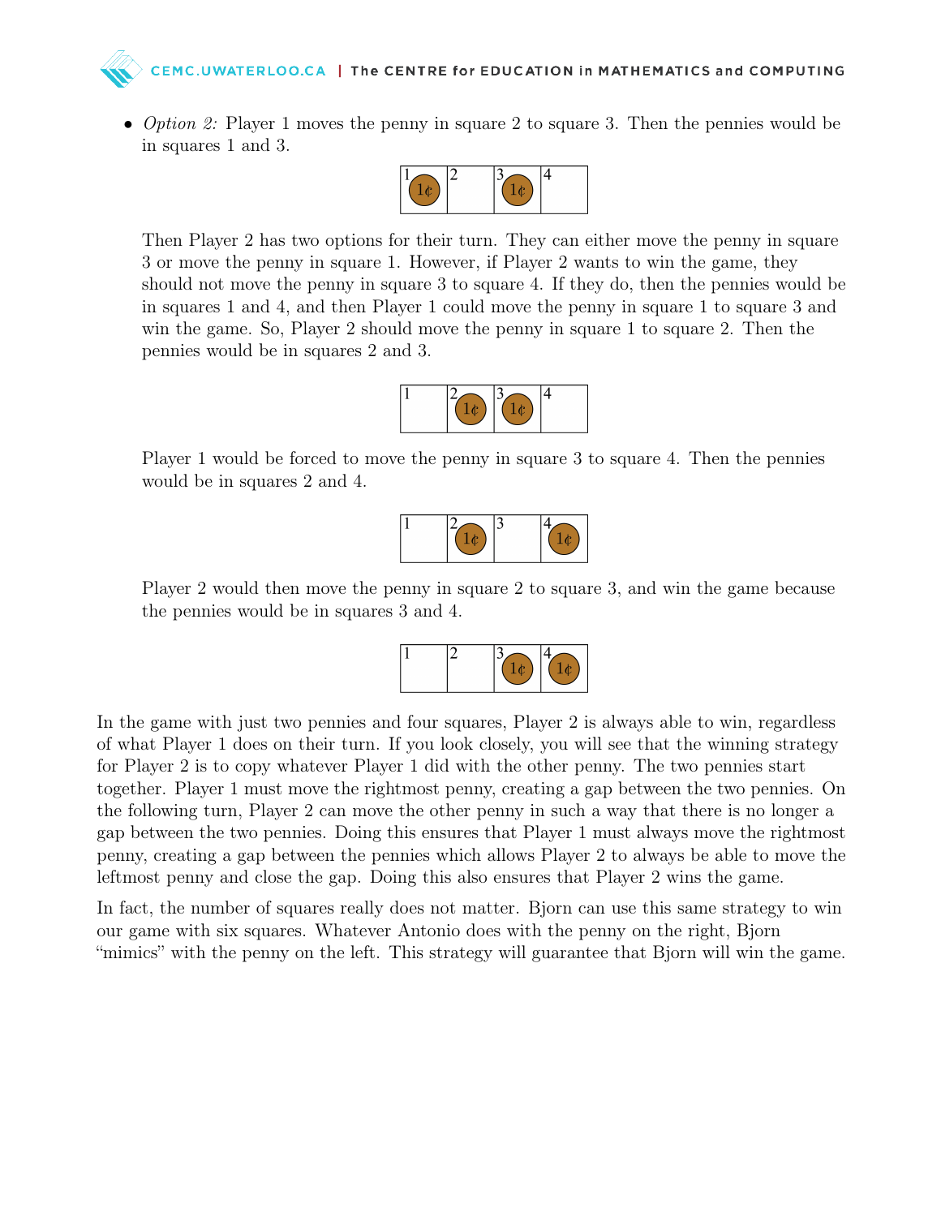- *Option 2:* Player 1 moves the penny in square 2 to square 3. Then the pennies would be in squares 1 and 3.

  Then Player 2 has two options for their turn. They can either move the penny in square 3 or move the penny in square 1. However, if Player 2 wants to win the game, they should not move the penny in square 3 to square 4. If they do, then the pennies would be in squares 1 and 4, and then Player 1 could move the penny in square 1 to square 3 and win the game. So, Player 2 should move the penny in square 1 to square 2. Then the pennies would be in squares 2 and 3.

  Player 1 would be forced to move the penny in square 3 to square 4. Then the pennies would be in squares 2 and 4.

  Player 2 would then move the penny in square 2 to square 3, and win the game because the pennies would be in squares 3 and 4.

In the game with just two pennies and four squares, Player 2 is always able to win, regardless of what Player 1 does on their turn. If you look closely, you will see that the winning strategy for Player 2 is to copy whatever Player 1 did with the other penny. The two pennies start together. Player 1 must move the rightmost penny, creating a gap between the two pennies. On the following turn, Player 2 can move the other penny in such a way that there is no longer a gap between the two pennies. Doing this ensures that Player 1 must always move the rightmost penny, creating a gap between the pennies which allows Player 2 to always be able to move the leftmost penny and close the gap. Doing this also ensures that Player 2 wins the game.

In fact, the number of squares really does not matter. Bjorn can use this same strategy to win our game with six squares. Whatever Antonio does with the penny on the right, Bjorn "mimics" with the penny on the left. This strategy will guarantee that Bjorn will win the game.